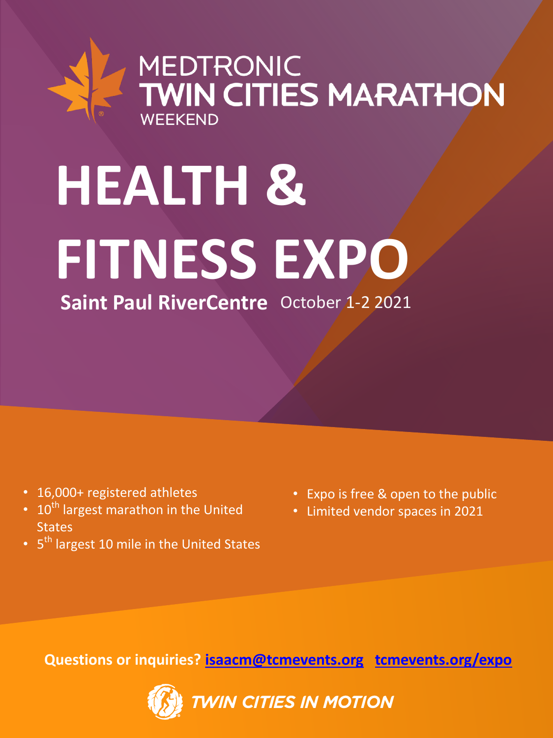MEDTRONIC
**TWIN CITIES MARATHON**
WEEKEND

# HEALTH & FITNESS EXPO

**Saint Paul RiverCentre** October 1-2 2021

- 16,000+ registered athletes
- 10th largest marathon in the United States
- 5th largest 10 mile in the United States
- Expo is free & open to the public
- Limited vendor spaces in 2021

**Questions or inquiries? isaacm@tcmevents.org tcmevents.org/expo**

*TWIN CITIES IN MOTION*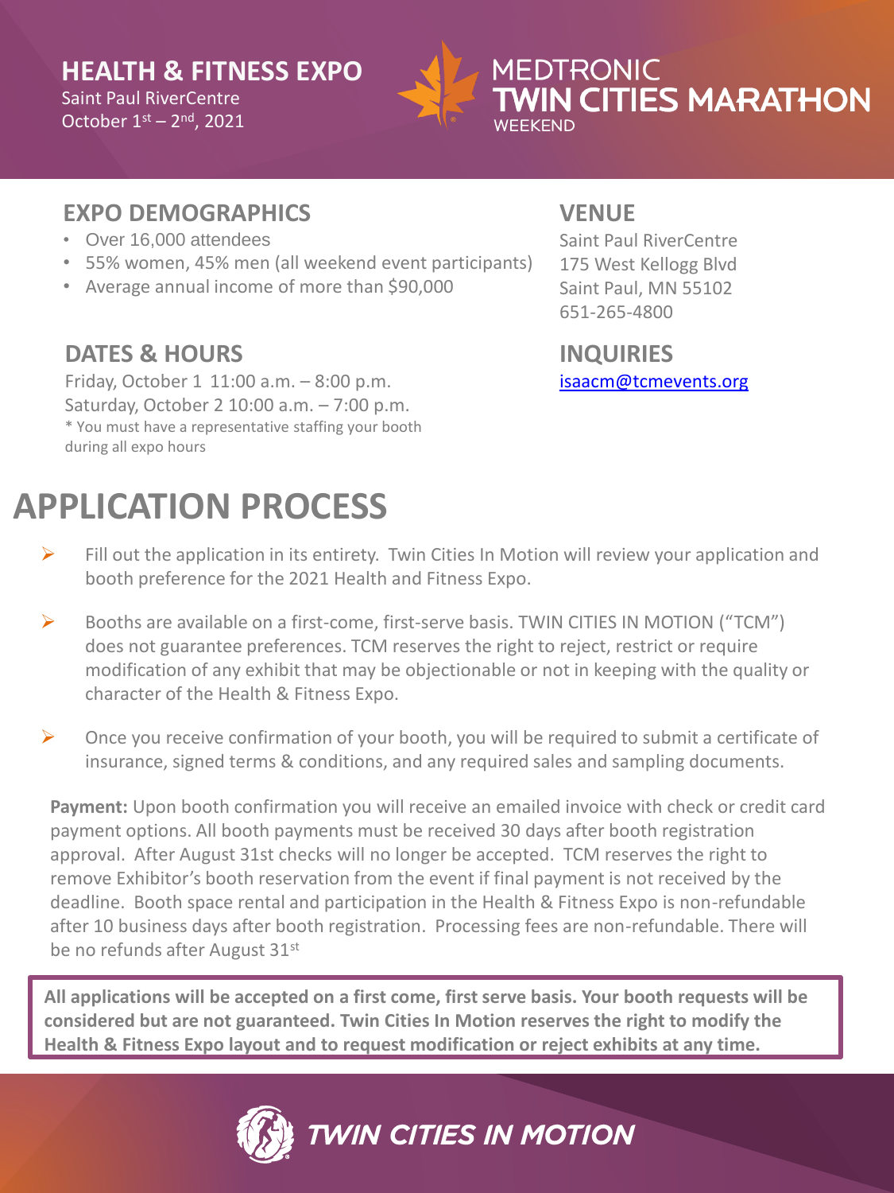# HEALTH & FITNESS EXPO

Saint Paul RiverCentre
October 1st – 2nd, 2021

MEDTRONIC TWIN CITIES MARATHON WEEKEND

## EXPO DEMOGRAPHICS

- Over 16,000 attendees
- 55% women, 45% men (all weekend event participants)
- Average annual income of more than $90,000

## VENUE

Saint Paul RiverCentre
175 West Kellogg Blvd
Saint Paul, MN 55102
651-265-4800

## DATES & HOURS

Friday, October 1 11:00 a.m. – 8:00 p.m.
Saturday, October 2 10:00 a.m. – 7:00 p.m.
* You must have a representative staffing your booth during all expo hours

## INQUIRIES

isaacm@tcmevents.org

# APPLICATION PROCESS

- Fill out the application in its entirety. Twin Cities In Motion will review your application and booth preference for the 2021 Health and Fitness Expo.
- Booths are available on a first-come, first-serve basis. TWIN CITIES IN MOTION ("TCM") does not guarantee preferences. TCM reserves the right to reject, restrict or require modification of any exhibit that may be objectionable or not in keeping with the quality or character of the Health & Fitness Expo.
- Once you receive confirmation of your booth, you will be required to submit a certificate of insurance, signed terms & conditions, and any required sales and sampling documents.

**Payment:** Upon booth confirmation you will receive an emailed invoice with check or credit card payment options. All booth payments must be received 30 days after booth registration approval. After August 31st checks will no longer be accepted. TCM reserves the right to remove Exhibitor's booth reservation from the event if final payment is not received by the deadline. Booth space rental and participation in the Health & Fitness Expo is non-refundable after 10 business days after booth registration. Processing fees are non-refundable. There will be no refunds after August 31st

**All applications will be accepted on a first come, first serve basis. Your booth requests will be considered but are not guaranteed. Twin Cities In Motion reserves the right to modify the Health & Fitness Expo layout and to request modification or reject exhibits at any time.**

TWIN CITIES IN MOTION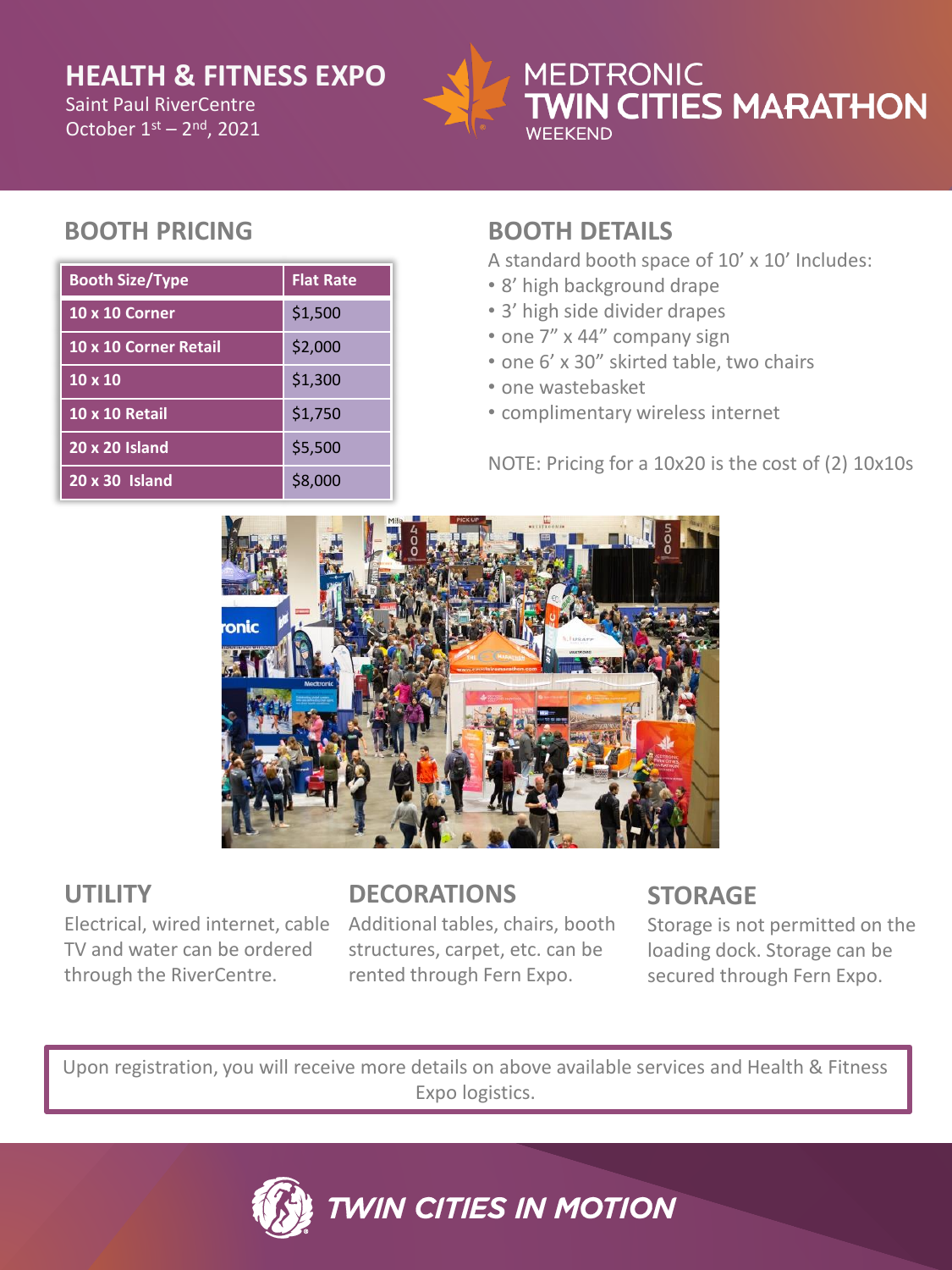**HEALTH & FITNESS EXPO**
Saint Paul RiverCentre
October 1st – 2nd, 2021

MEDTRONIC TWIN CITIES MARATHON WEEKEND

## BOOTH PRICING

| Booth Size/Type | Flat Rate |
|---|---|
| 10 x 10 Corner | $1,500 |
| 10 x 10 Corner Retail | $2,000 |
| 10 x 10 | $1,300 |
| 10 x 10 Retail | $1,750 |
| 20 x 20 Island | $5,500 |
| 20 x 30 Island | $8,000 |

## BOOTH DETAILS

A standard booth space of 10' x 10' Includes:

- 8' high background drape
- 3' high side divider drapes
- one 7" x 44" company sign
- one 6' x 30" skirted table, two chairs
- one wastebasket
- complimentary wireless internet

NOTE: Pricing for a 10x20 is the cost of (2) 10x10s

## UTILITY

Electrical, wired internet, cable TV and water can be ordered through the RiverCentre.

## DECORATIONS

Additional tables, chairs, booth structures, carpet, etc. can be rented through Fern Expo.

## STORAGE

Storage is not permitted on the loading dock. Storage can be secured through Fern Expo.

Upon registration, you will receive more details on above available services and Health & Fitness Expo logistics.

TWIN CITIES IN MOTION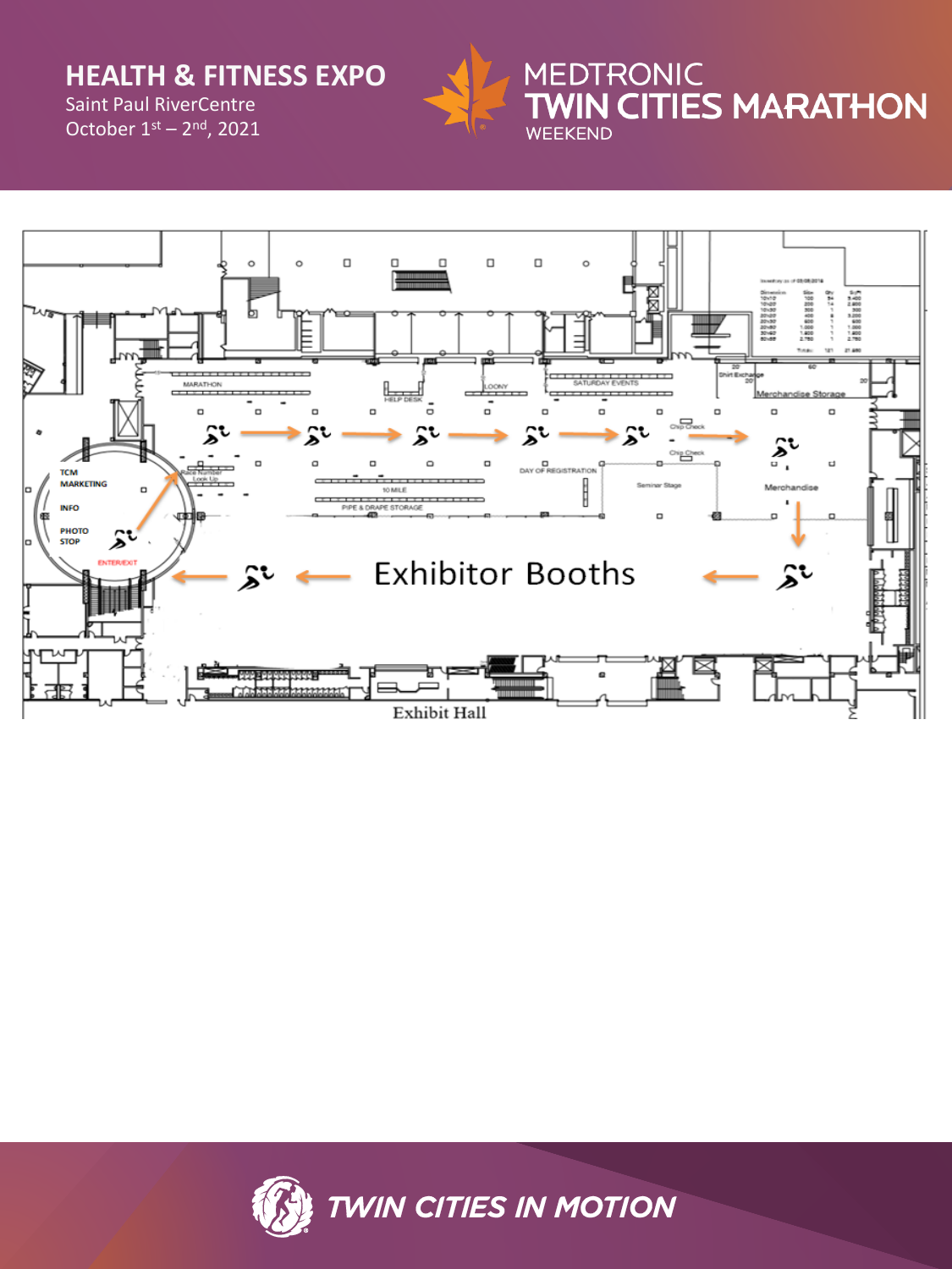# HEALTH & FITNESS EXPO

Saint Paul RiverCentre

October 1st – 2nd, 2021

MEDTRONIC
TWIN CITIES MARATHON
WEEKEND

MARATHON

HELP DESK

LOONY

SATURDAY EVENTS

Shirt Exchange

Merchandise Storage

Chip Check

Chip Check

TCM MARKETING

INFO

PHOTO STOP

ENTER/EXIT

Race Number Look Up

10 MILE

PIPE & DRAPE STORAGE

DAY OF REGISTRATION

Seminar Stage

Merchandise

Exhibitor Booths

Exhibit Hall

TWIN CITIES IN MOTION